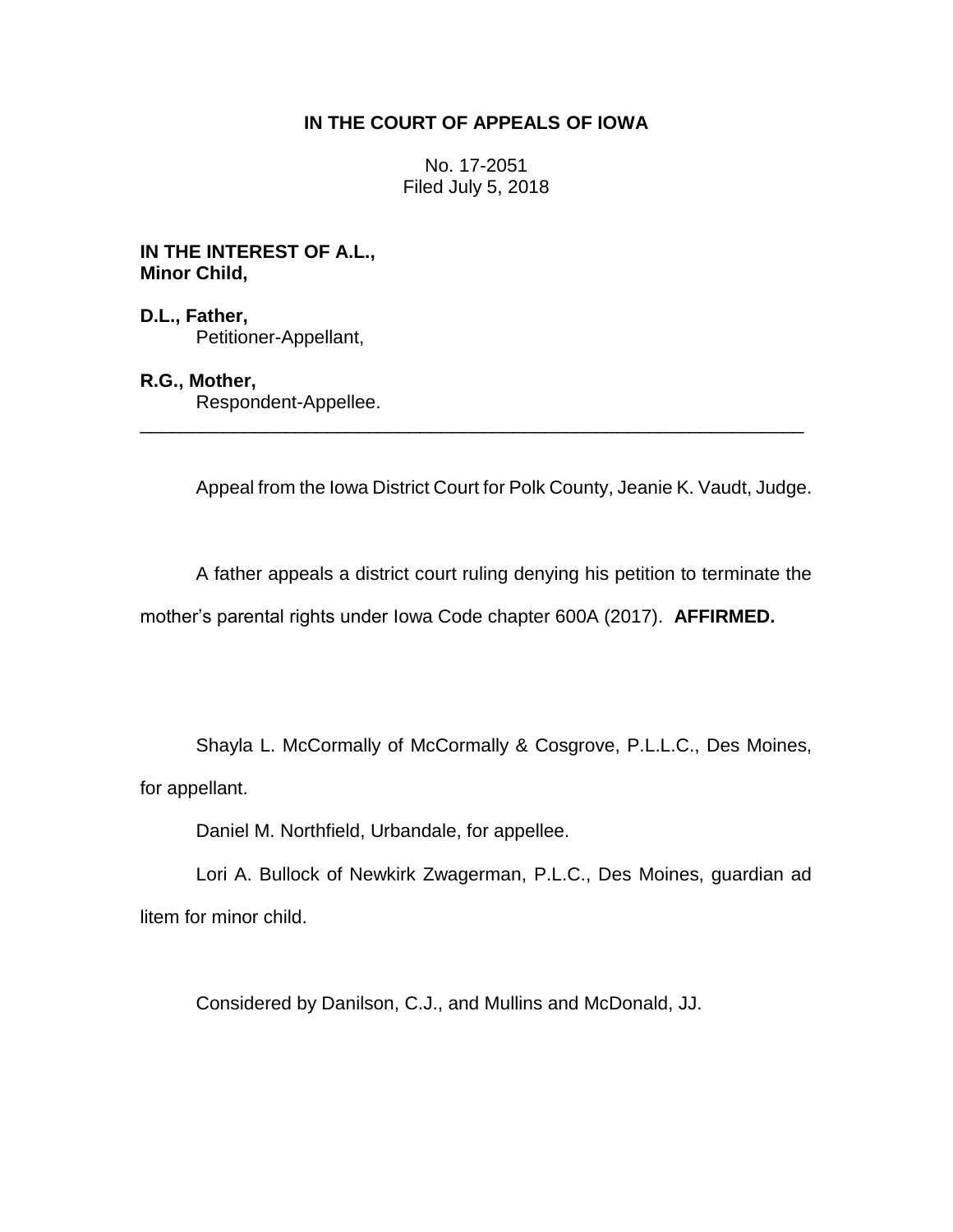# IN THE COURT OF APPEALS OF IOWA

No. 17-2051
Filed July 5, 2018

**IN THE INTEREST OF A.L.,**
**Minor Child,**

**D.L., Father,**
Petitioner-Appellant,

**R.G., Mother,**
Respondent-Appellee.

---

Appeal from the Iowa District Court for Polk County, Jeanie K. Vaudt, Judge.

A father appeals a district court ruling denying his petition to terminate the mother's parental rights under Iowa Code chapter 600A (2017). **AFFIRMED.**

Shayla L. McCormally of McCormally & Cosgrove, P.L.L.C., Des Moines, for appellant.

Daniel M. Northfield, Urbandale, for appellee.

Lori A. Bullock of Newkirk Zwagerman, P.L.C., Des Moines, guardian ad litem for minor child.

Considered by Danilson, C.J., and Mullins and McDonald, JJ.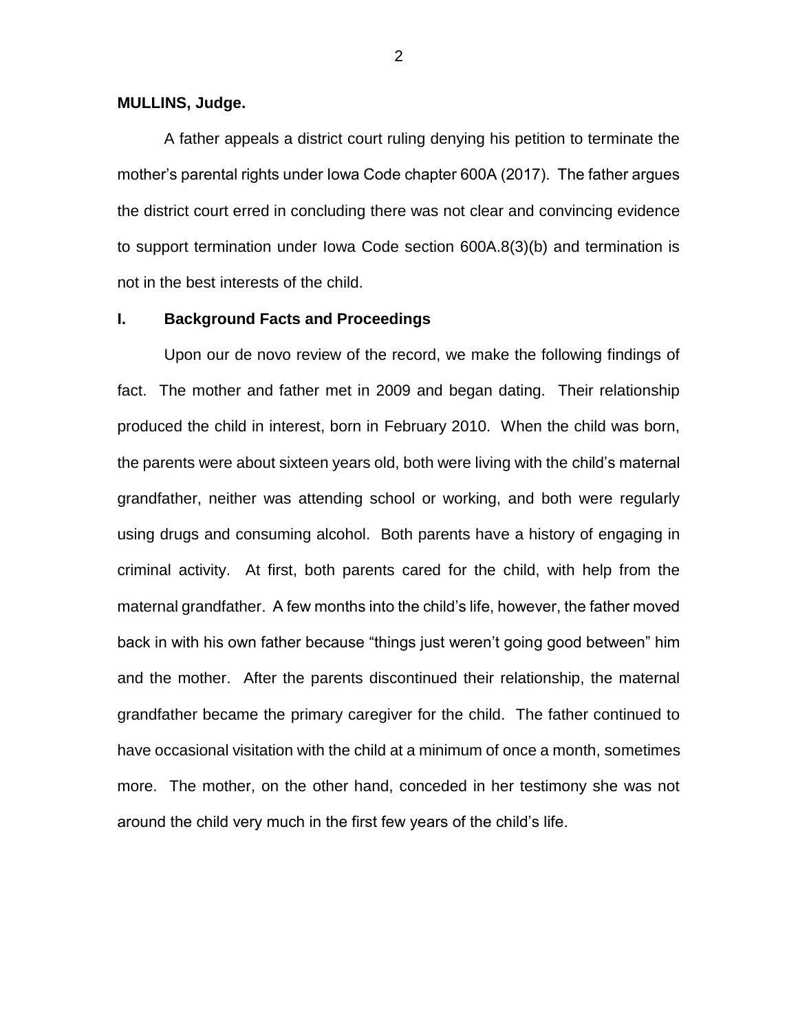**MULLINS, Judge.**

A father appeals a district court ruling denying his petition to terminate the mother's parental rights under Iowa Code chapter 600A (2017). The father argues the district court erred in concluding there was not clear and convincing evidence to support termination under Iowa Code section 600A.8(3)(b) and termination is not in the best interests of the child.

## I. Background Facts and Proceedings

Upon our de novo review of the record, we make the following findings of fact. The mother and father met in 2009 and began dating. Their relationship produced the child in interest, born in February 2010. When the child was born, the parents were about sixteen years old, both were living with the child's maternal grandfather, neither was attending school or working, and both were regularly using drugs and consuming alcohol. Both parents have a history of engaging in criminal activity. At first, both parents cared for the child, with help from the maternal grandfather. A few months into the child's life, however, the father moved back in with his own father because "things just weren't going good between" him and the mother. After the parents discontinued their relationship, the maternal grandfather became the primary caregiver for the child. The father continued to have occasional visitation with the child at a minimum of once a month, sometimes more. The mother, on the other hand, conceded in her testimony she was not around the child very much in the first few years of the child's life.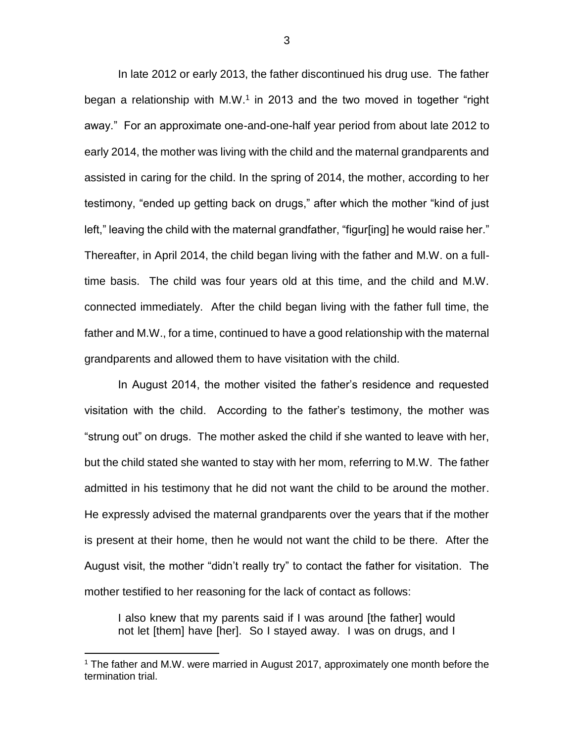In late 2012 or early 2013, the father discontinued his drug use. The father began a relationship with M.W.[1] in 2013 and the two moved in together "right away." For an approximate one-and-one-half year period from about late 2012 to early 2014, the mother was living with the child and the maternal grandparents and assisted in caring for the child. In the spring of 2014, the mother, according to her testimony, "ended up getting back on drugs," after which the mother "kind of just left," leaving the child with the maternal grandfather, "figur[ing] he would raise her." Thereafter, in April 2014, the child began living with the father and M.W. on a full-time basis. The child was four years old at this time, and the child and M.W. connected immediately. After the child began living with the father full time, the father and M.W., for a time, continued to have a good relationship with the maternal grandparents and allowed them to have visitation with the child.

In August 2014, the mother visited the father's residence and requested visitation with the child. According to the father's testimony, the mother was "strung out" on drugs. The mother asked the child if she wanted to leave with her, but the child stated she wanted to stay with her mom, referring to M.W. The father admitted in his testimony that he did not want the child to be around the mother. He expressly advised the maternal grandparents over the years that if the mother is present at their home, then he would not want the child to be there. After the August visit, the mother "didn't really try" to contact the father for visitation. The mother testified to her reasoning for the lack of contact as follows:

> I also knew that my parents said if I was around [the father] would not let [them] have [her]. So I stayed away. I was on drugs, and I

[1] The father and M.W. were married in August 2017, approximately one month before the termination trial.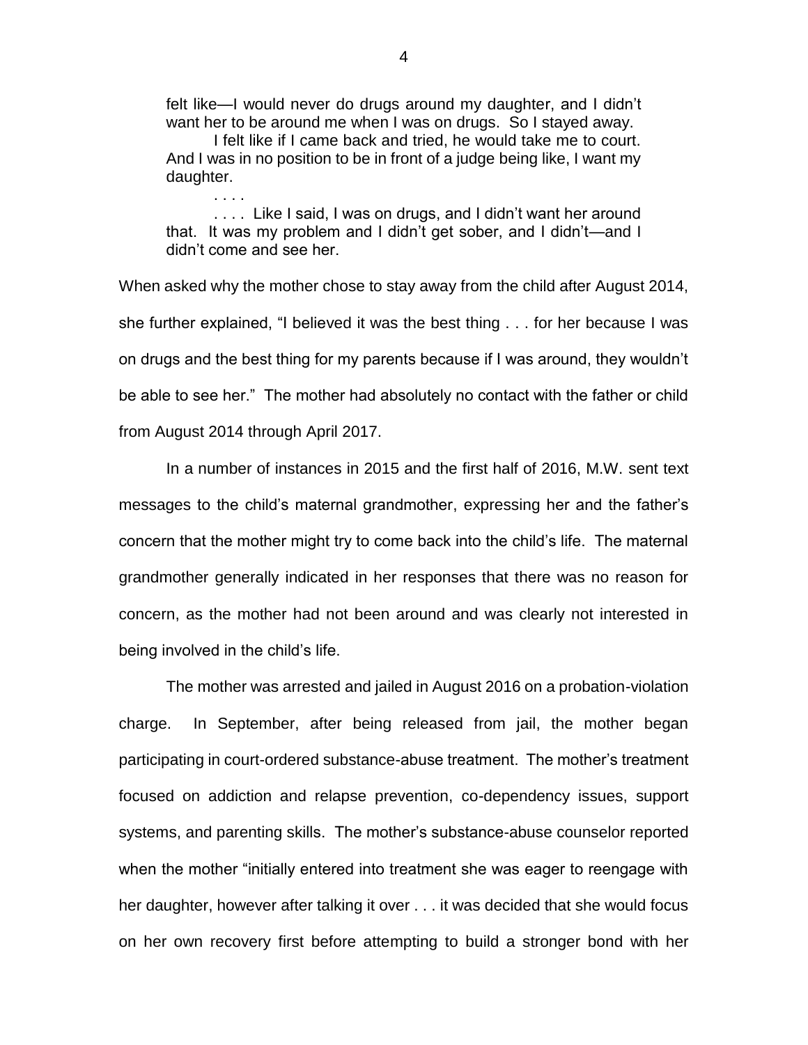> felt like—I would never do drugs around my daughter, and I didn't want her to be around me when I was on drugs. So I stayed away.
>
> I felt like if I came back and tried, he would take me to court. And I was in no position to be in front of a judge being like, I want my daughter.
>
> . . . .
>
> . . . . Like I said, I was on drugs, and I didn't want her around that. It was my problem and I didn't get sober, and I didn't—and I didn't come and see her.

When asked why the mother chose to stay away from the child after August 2014, she further explained, "I believed it was the best thing . . . for her because I was on drugs and the best thing for my parents because if I was around, they wouldn't be able to see her." The mother had absolutely no contact with the father or child from August 2014 through April 2017.

In a number of instances in 2015 and the first half of 2016, M.W. sent text messages to the child's maternal grandmother, expressing her and the father's concern that the mother might try to come back into the child's life. The maternal grandmother generally indicated in her responses that there was no reason for concern, as the mother had not been around and was clearly not interested in being involved in the child's life.

The mother was arrested and jailed in August 2016 on a probation-violation charge. In September, after being released from jail, the mother began participating in court-ordered substance-abuse treatment. The mother's treatment focused on addiction and relapse prevention, co-dependency issues, support systems, and parenting skills. The mother's substance-abuse counselor reported when the mother "initially entered into treatment she was eager to reengage with her daughter, however after talking it over . . . it was decided that she would focus on her own recovery first before attempting to build a stronger bond with her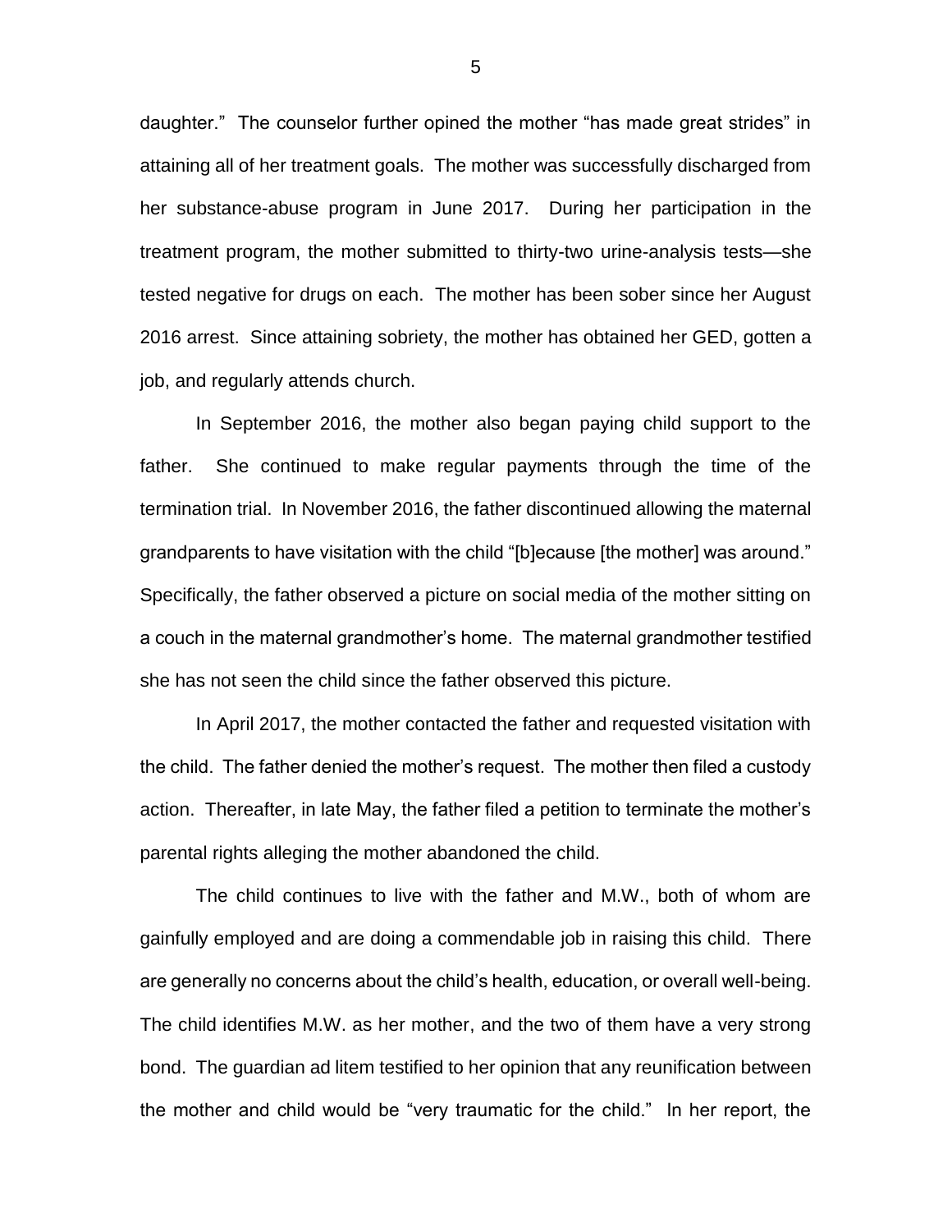daughter." The counselor further opined the mother "has made great strides" in attaining all of her treatment goals. The mother was successfully discharged from her substance-abuse program in June 2017. During her participation in the treatment program, the mother submitted to thirty-two urine-analysis tests—she tested negative for drugs on each. The mother has been sober since her August 2016 arrest. Since attaining sobriety, the mother has obtained her GED, gotten a job, and regularly attends church.

In September 2016, the mother also began paying child support to the father. She continued to make regular payments through the time of the termination trial. In November 2016, the father discontinued allowing the maternal grandparents to have visitation with the child "[b]ecause [the mother] was around." Specifically, the father observed a picture on social media of the mother sitting on a couch in the maternal grandmother's home. The maternal grandmother testified she has not seen the child since the father observed this picture.

In April 2017, the mother contacted the father and requested visitation with the child. The father denied the mother's request. The mother then filed a custody action. Thereafter, in late May, the father filed a petition to terminate the mother's parental rights alleging the mother abandoned the child.

The child continues to live with the father and M.W., both of whom are gainfully employed and are doing a commendable job in raising this child. There are generally no concerns about the child's health, education, or overall well-being. The child identifies M.W. as her mother, and the two of them have a very strong bond. The guardian ad litem testified to her opinion that any reunification between the mother and child would be "very traumatic for the child." In her report, the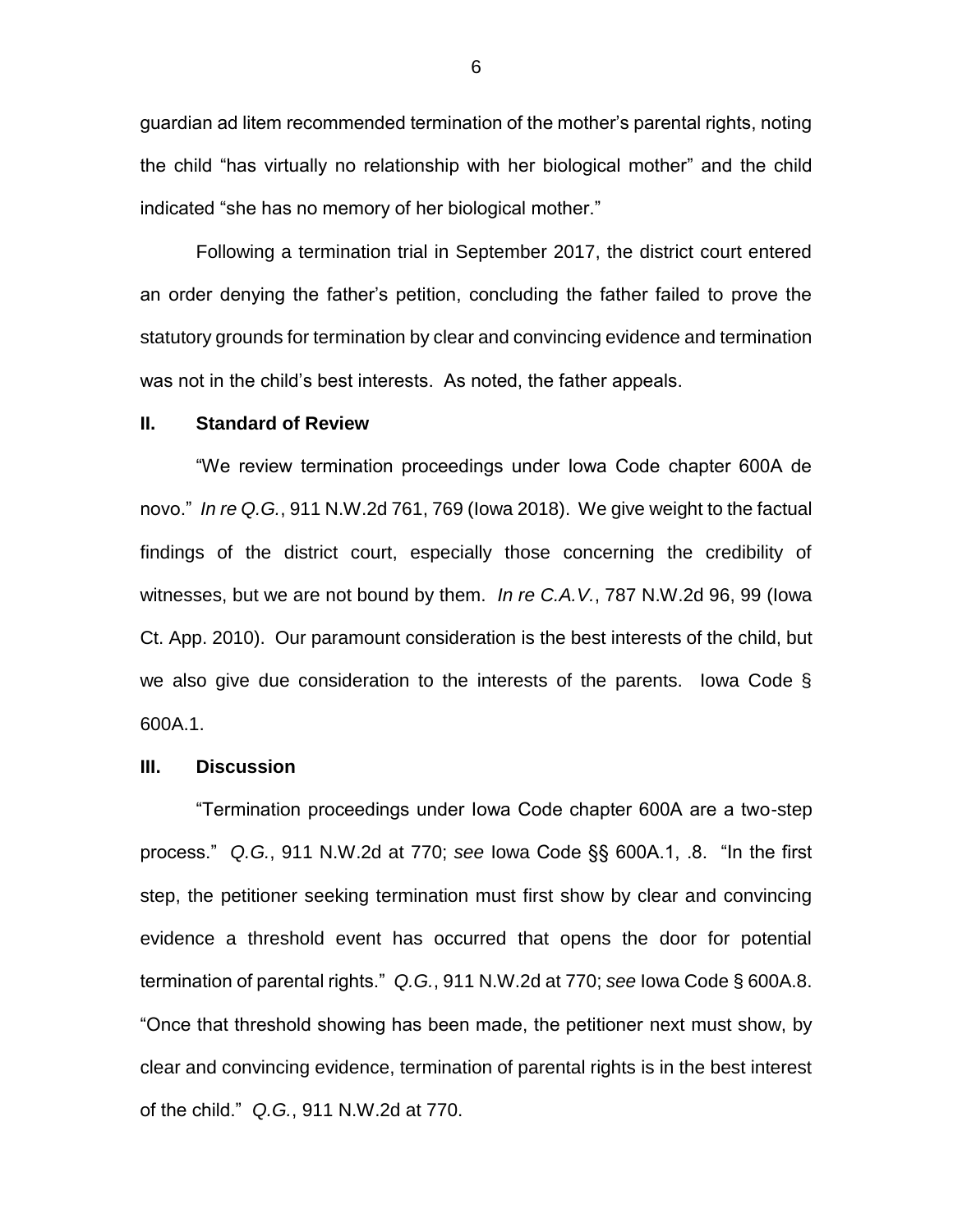guardian ad litem recommended termination of the mother's parental rights, noting the child "has virtually no relationship with her biological mother" and the child indicated "she has no memory of her biological mother."

Following a termination trial in September 2017, the district court entered an order denying the father's petition, concluding the father failed to prove the statutory grounds for termination by clear and convincing evidence and termination was not in the child's best interests. As noted, the father appeals.

## II. Standard of Review

"We review termination proceedings under Iowa Code chapter 600A de novo." *In re Q.G.*, 911 N.W.2d 761, 769 (Iowa 2018). We give weight to the factual findings of the district court, especially those concerning the credibility of witnesses, but we are not bound by them. *In re C.A.V.*, 787 N.W.2d 96, 99 (Iowa Ct. App. 2010). Our paramount consideration is the best interests of the child, but we also give due consideration to the interests of the parents. Iowa Code § 600A.1.

## III. Discussion

"Termination proceedings under Iowa Code chapter 600A are a two-step process." *Q.G.*, 911 N.W.2d at 770; *see* Iowa Code §§ 600A.1, .8. "In the first step, the petitioner seeking termination must first show by clear and convincing evidence a threshold event has occurred that opens the door for potential termination of parental rights." *Q.G.*, 911 N.W.2d at 770; *see* Iowa Code § 600A.8. "Once that threshold showing has been made, the petitioner next must show, by clear and convincing evidence, termination of parental rights is in the best interest of the child." *Q.G.*, 911 N.W.2d at 770.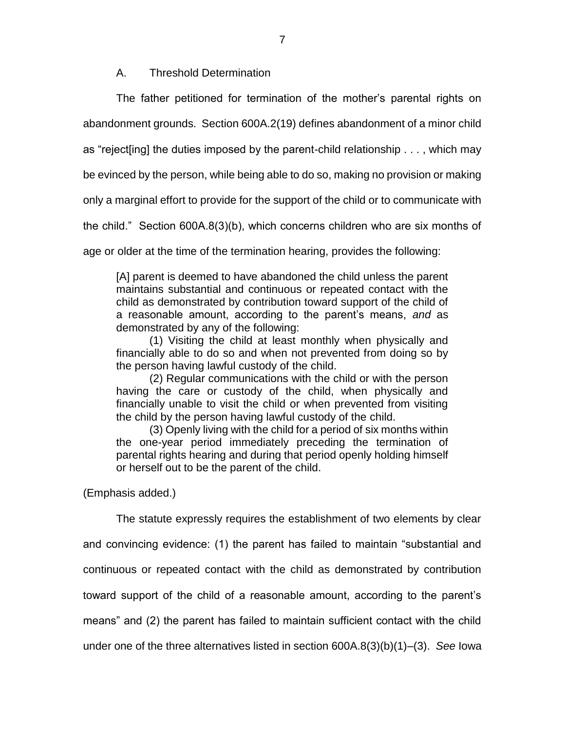### A. Threshold Determination

The father petitioned for termination of the mother's parental rights on abandonment grounds. Section 600A.2(19) defines abandonment of a minor child as "reject[ing] the duties imposed by the parent-child relationship . . . , which may be evinced by the person, while being able to do so, making no provision or making only a marginal effort to provide for the support of the child or to communicate with the child." Section 600A.8(3)(b), which concerns children who are six months of age or older at the time of the termination hearing, provides the following:

> [A] parent is deemed to have abandoned the child unless the parent maintains substantial and continuous or repeated contact with the child as demonstrated by contribution toward support of the child of a reasonable amount, according to the parent's means, *and* as demonstrated by any of the following:
>
> (1) Visiting the child at least monthly when physically and financially able to do so and when not prevented from doing so by the person having lawful custody of the child.
>
> (2) Regular communications with the child or with the person having the care or custody of the child, when physically and financially unable to visit the child or when prevented from visiting the child by the person having lawful custody of the child.
>
> (3) Openly living with the child for a period of six months within the one-year period immediately preceding the termination of parental rights hearing and during that period openly holding himself or herself out to be the parent of the child.

(Emphasis added.)

The statute expressly requires the establishment of two elements by clear and convincing evidence: (1) the parent has failed to maintain "substantial and continuous or repeated contact with the child as demonstrated by contribution toward support of the child of a reasonable amount, according to the parent's means" and (2) the parent has failed to maintain sufficient contact with the child under one of the three alternatives listed in section 600A.8(3)(b)(1)–(3). *See* Iowa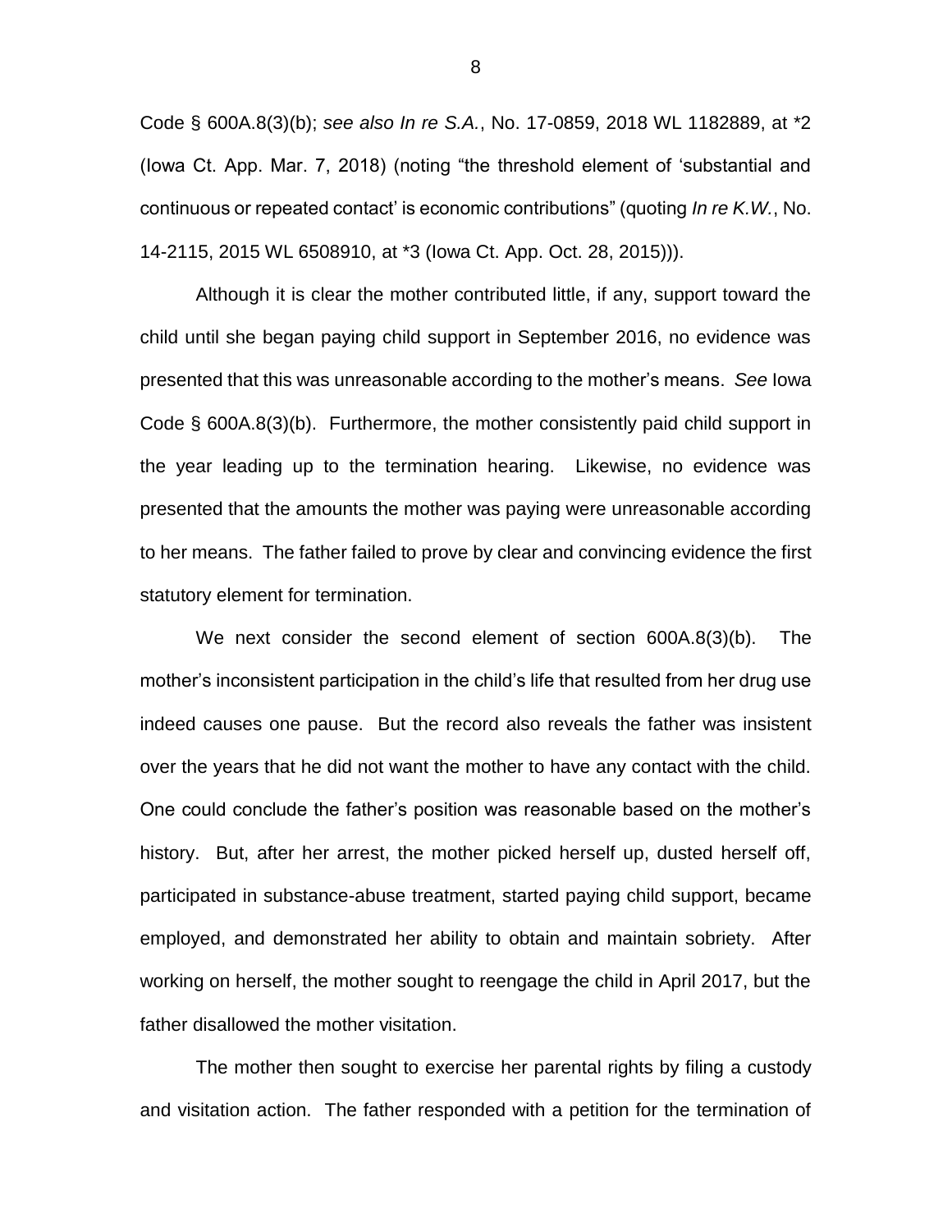Code § 600A.8(3)(b); *see also In re S.A.*, No. 17-0859, 2018 WL 1182889, at *2 (Iowa Ct. App. Mar. 7, 2018) (noting "the threshold element of 'substantial and continuous or repeated contact' is economic contributions" (quoting *In re K.W.*, No. 14-2115, 2015 WL 6508910, at *3 (Iowa Ct. App. Oct. 28, 2015))).

Although it is clear the mother contributed little, if any, support toward the child until she began paying child support in September 2016, no evidence was presented that this was unreasonable according to the mother's means. *See* Iowa Code § 600A.8(3)(b). Furthermore, the mother consistently paid child support in the year leading up to the termination hearing. Likewise, no evidence was presented that the amounts the mother was paying were unreasonable according to her means. The father failed to prove by clear and convincing evidence the first statutory element for termination.

We next consider the second element of section 600A.8(3)(b). The mother's inconsistent participation in the child's life that resulted from her drug use indeed causes one pause. But the record also reveals the father was insistent over the years that he did not want the mother to have any contact with the child. One could conclude the father's position was reasonable based on the mother's history. But, after her arrest, the mother picked herself up, dusted herself off, participated in substance-abuse treatment, started paying child support, became employed, and demonstrated her ability to obtain and maintain sobriety. After working on herself, the mother sought to reengage the child in April 2017, but the father disallowed the mother visitation.

The mother then sought to exercise her parental rights by filing a custody and visitation action. The father responded with a petition for the termination of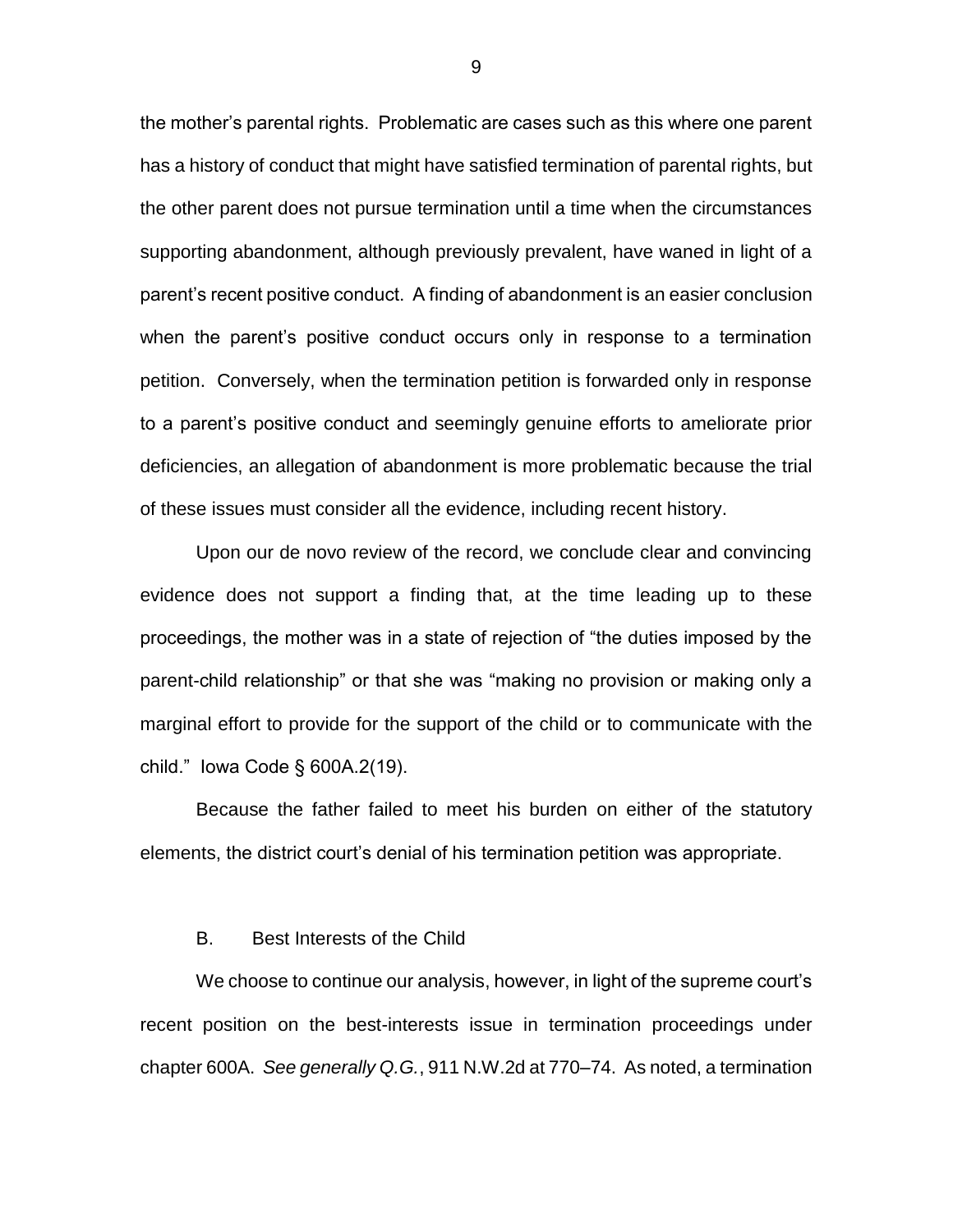the mother's parental rights. Problematic are cases such as this where one parent has a history of conduct that might have satisfied termination of parental rights, but the other parent does not pursue termination until a time when the circumstances supporting abandonment, although previously prevalent, have waned in light of a parent's recent positive conduct. A finding of abandonment is an easier conclusion when the parent's positive conduct occurs only in response to a termination petition. Conversely, when the termination petition is forwarded only in response to a parent's positive conduct and seemingly genuine efforts to ameliorate prior deficiencies, an allegation of abandonment is more problematic because the trial of these issues must consider all the evidence, including recent history.

Upon our de novo review of the record, we conclude clear and convincing evidence does not support a finding that, at the time leading up to these proceedings, the mother was in a state of rejection of "the duties imposed by the parent-child relationship" or that she was "making no provision or making only a marginal effort to provide for the support of the child or to communicate with the child." Iowa Code § 600A.2(19).

Because the father failed to meet his burden on either of the statutory elements, the district court's denial of his termination petition was appropriate.

### B. Best Interests of the Child

We choose to continue our analysis, however, in light of the supreme court's recent position on the best-interests issue in termination proceedings under chapter 600A. *See generally Q.G.*, 911 N.W.2d at 770–74. As noted, a termination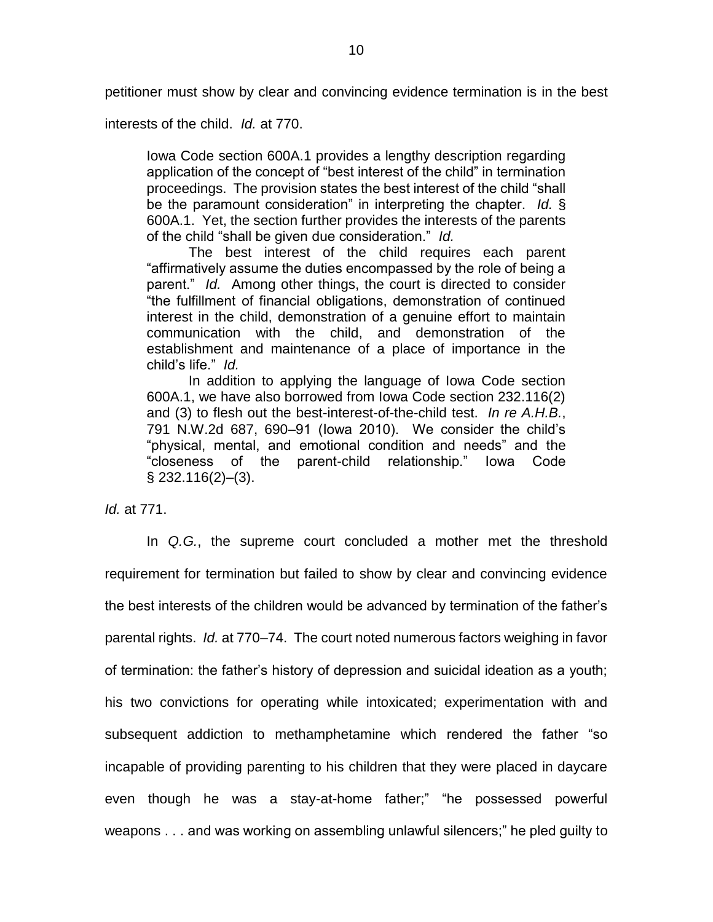petitioner must show by clear and convincing evidence termination is in the best interests of the child. *Id.* at 770.

> Iowa Code section 600A.1 provides a lengthy description regarding application of the concept of "best interest of the child" in termination proceedings. The provision states the best interest of the child "shall be the paramount consideration" in interpreting the chapter. *Id.* § 600A.1. Yet, the section further provides the interests of the parents of the child "shall be given due consideration." *Id.*
>
> The best interest of the child requires each parent "affirmatively assume the duties encompassed by the role of being a parent." *Id.* Among other things, the court is directed to consider "the fulfillment of financial obligations, demonstration of continued interest in the child, demonstration of a genuine effort to maintain communication with the child, and demonstration of the establishment and maintenance of a place of importance in the child's life." *Id.*
>
> In addition to applying the language of Iowa Code section 600A.1, we have also borrowed from Iowa Code section 232.116(2) and (3) to flesh out the best-interest-of-the-child test. *In re A.H.B.*, 791 N.W.2d 687, 690–91 (Iowa 2010). We consider the child's "physical, mental, and emotional condition and needs" and the "closeness of the parent-child relationship." Iowa Code § 232.116(2)–(3).

*Id.* at 771.

In *Q.G.*, the supreme court concluded a mother met the threshold requirement for termination but failed to show by clear and convincing evidence the best interests of the children would be advanced by termination of the father's parental rights. *Id.* at 770–74. The court noted numerous factors weighing in favor of termination: the father's history of depression and suicidal ideation as a youth; his two convictions for operating while intoxicated; experimentation with and subsequent addiction to methamphetamine which rendered the father "so incapable of providing parenting to his children that they were placed in daycare even though he was a stay-at-home father;" "he possessed powerful weapons . . . and was working on assembling unlawful silencers;" he pled guilty to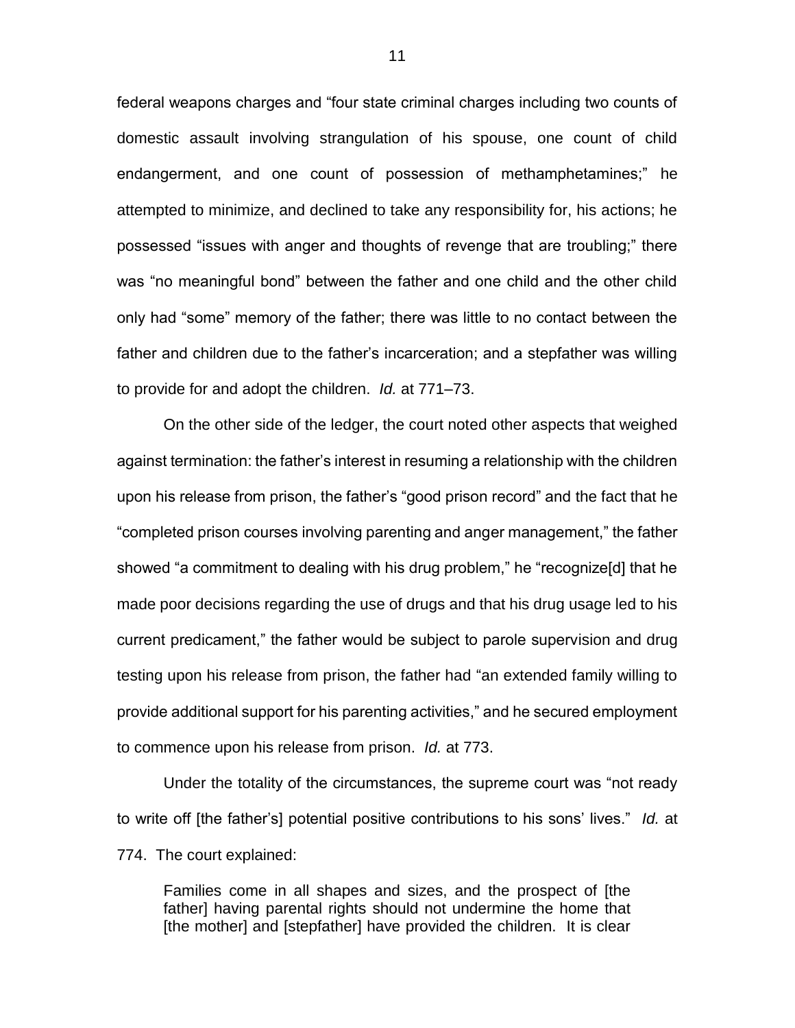federal weapons charges and "four state criminal charges including two counts of domestic assault involving strangulation of his spouse, one count of child endangerment, and one count of possession of methamphetamines;" he attempted to minimize, and declined to take any responsibility for, his actions; he possessed "issues with anger and thoughts of revenge that are troubling;" there was "no meaningful bond" between the father and one child and the other child only had "some" memory of the father; there was little to no contact between the father and children due to the father's incarceration; and a stepfather was willing to provide for and adopt the children. *Id.* at 771–73.

On the other side of the ledger, the court noted other aspects that weighed against termination: the father's interest in resuming a relationship with the children upon his release from prison, the father's "good prison record" and the fact that he "completed prison courses involving parenting and anger management," the father showed "a commitment to dealing with his drug problem," he "recognize[d] that he made poor decisions regarding the use of drugs and that his drug usage led to his current predicament," the father would be subject to parole supervision and drug testing upon his release from prison, the father had "an extended family willing to provide additional support for his parenting activities," and he secured employment to commence upon his release from prison. *Id.* at 773.

Under the totality of the circumstances, the supreme court was "not ready to write off [the father's] potential positive contributions to his sons' lives." *Id.* at 774. The court explained:

> Families come in all shapes and sizes, and the prospect of [the father] having parental rights should not undermine the home that [the mother] and [stepfather] have provided the children. It is clear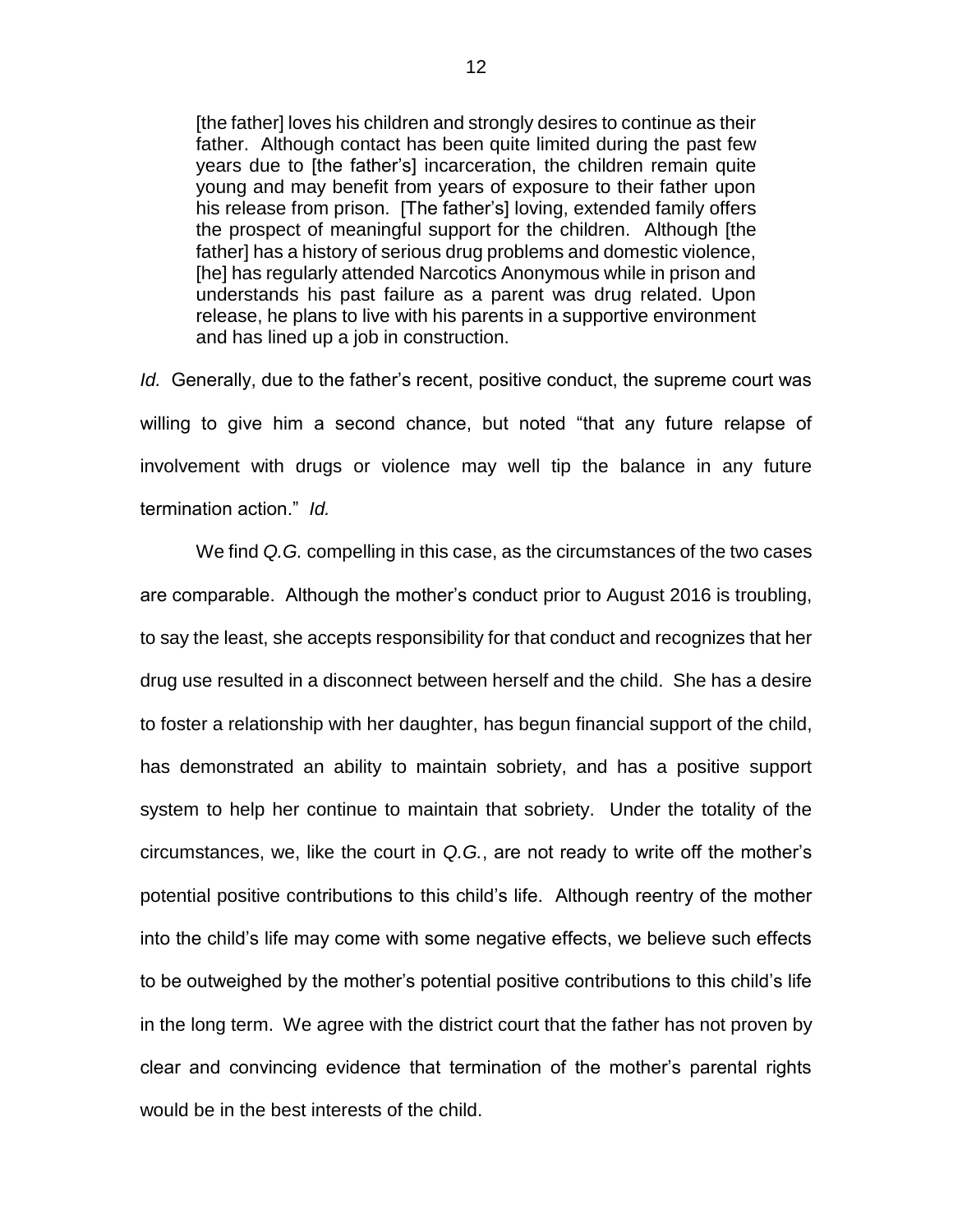> [the father] loves his children and strongly desires to continue as their father. Although contact has been quite limited during the past few years due to [the father's] incarceration, the children remain quite young and may benefit from years of exposure to their father upon his release from prison. [The father's] loving, extended family offers the prospect of meaningful support for the children. Although [the father] has a history of serious drug problems and domestic violence, [he] has regularly attended Narcotics Anonymous while in prison and understands his past failure as a parent was drug related. Upon release, he plans to live with his parents in a supportive environment and has lined up a job in construction.

*Id.* Generally, due to the father's recent, positive conduct, the supreme court was willing to give him a second chance, but noted "that any future relapse of involvement with drugs or violence may well tip the balance in any future termination action." *Id.*

We find *Q.G.* compelling in this case, as the circumstances of the two cases are comparable. Although the mother's conduct prior to August 2016 is troubling, to say the least, she accepts responsibility for that conduct and recognizes that her drug use resulted in a disconnect between herself and the child. She has a desire to foster a relationship with her daughter, has begun financial support of the child, has demonstrated an ability to maintain sobriety, and has a positive support system to help her continue to maintain that sobriety. Under the totality of the circumstances, we, like the court in *Q.G.*, are not ready to write off the mother's potential positive contributions to this child's life. Although reentry of the mother into the child's life may come with some negative effects, we believe such effects to be outweighed by the mother's potential positive contributions to this child's life in the long term. We agree with the district court that the father has not proven by clear and convincing evidence that termination of the mother's parental rights would be in the best interests of the child.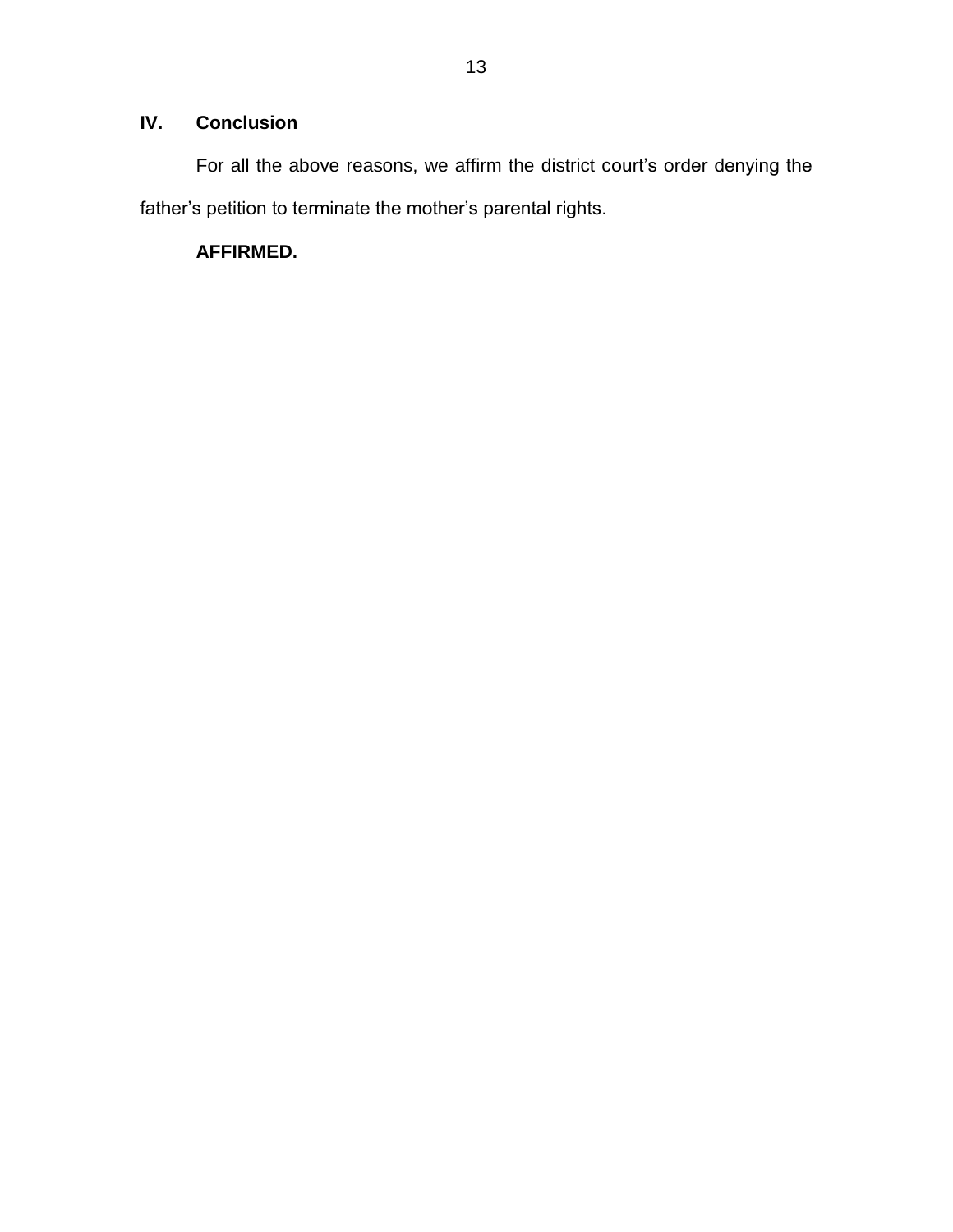## IV. Conclusion

For all the above reasons, we affirm the district court's order denying the father's petition to terminate the mother's parental rights.

**AFFIRMED.**